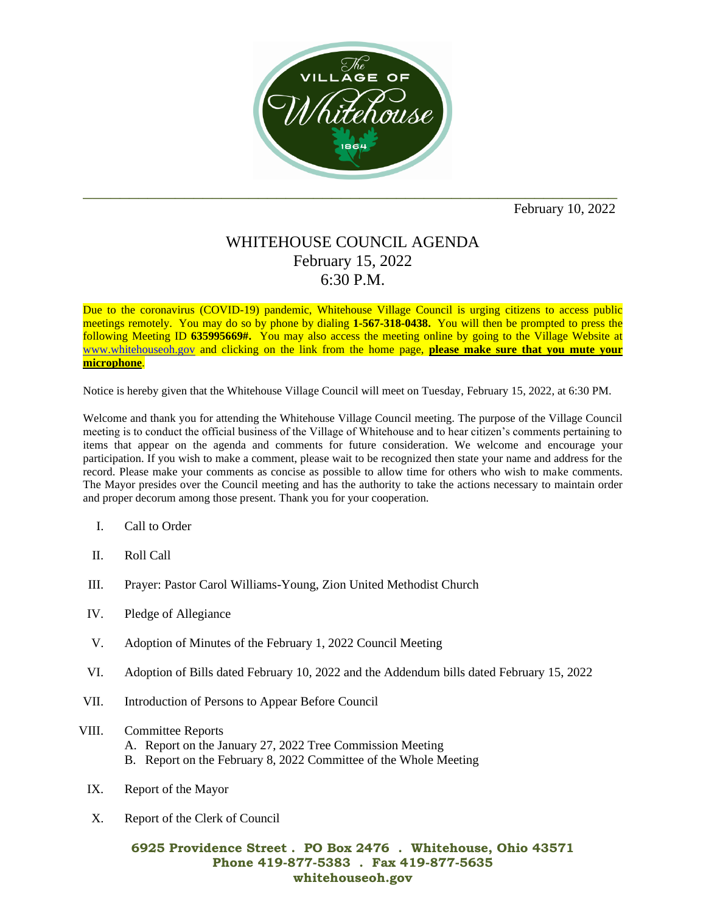February 10, 2022

# WHITEHOUSE COUNCIL AGENDA
## February 15, 2022
## 6:30 P.M.

Due to the coronavirus (COVID-19) pandemic, Whitehouse Village Council is urging citizens to access public meetings remotely. You may do so by phone by dialing **1-567-318-0438.** You will then be prompted to press the following Meeting ID **635995669#.** You may also access the meeting online by going to the Village Website at www.whitehouseoh.gov and clicking on the link from the home page, **please make sure that you mute your microphone**.

Notice is hereby given that the Whitehouse Village Council will meet on Tuesday, February 15, 2022, at 6:30 PM.

Welcome and thank you for attending the Whitehouse Village Council meeting. The purpose of the Village Council meeting is to conduct the official business of the Village of Whitehouse and to hear citizen's comments pertaining to items that appear on the agenda and comments for future consideration. We welcome and encourage your participation. If you wish to make a comment, please wait to be recognized then state your name and address for the record. Please make your comments as concise as possible to allow time for others who wish to make comments. The Mayor presides over the Council meeting and has the authority to take the actions necessary to maintain order and proper decorum among those present. Thank you for your cooperation.

I. Call to Order

II. Roll Call

III. Prayer: Pastor Carol Williams-Young, Zion United Methodist Church

IV. Pledge of Allegiance

V. Adoption of Minutes of the February 1, 2022 Council Meeting

VI. Adoption of Bills dated February 10, 2022 and the Addendum bills dated February 15, 2022

VII. Introduction of Persons to Appear Before Council

VIII. Committee Reports
   A. Report on the January 27, 2022 Tree Commission Meeting
   B. Report on the February 8, 2022 Committee of the Whole Meeting

IX. Report of the Mayor

X. Report of the Clerk of Council

**6925 Providence Street . PO Box 2476 . Whitehouse, Ohio 43571**
**Phone 419-877-5383 . Fax 419-877-5635**
**whitehouseoh.gov**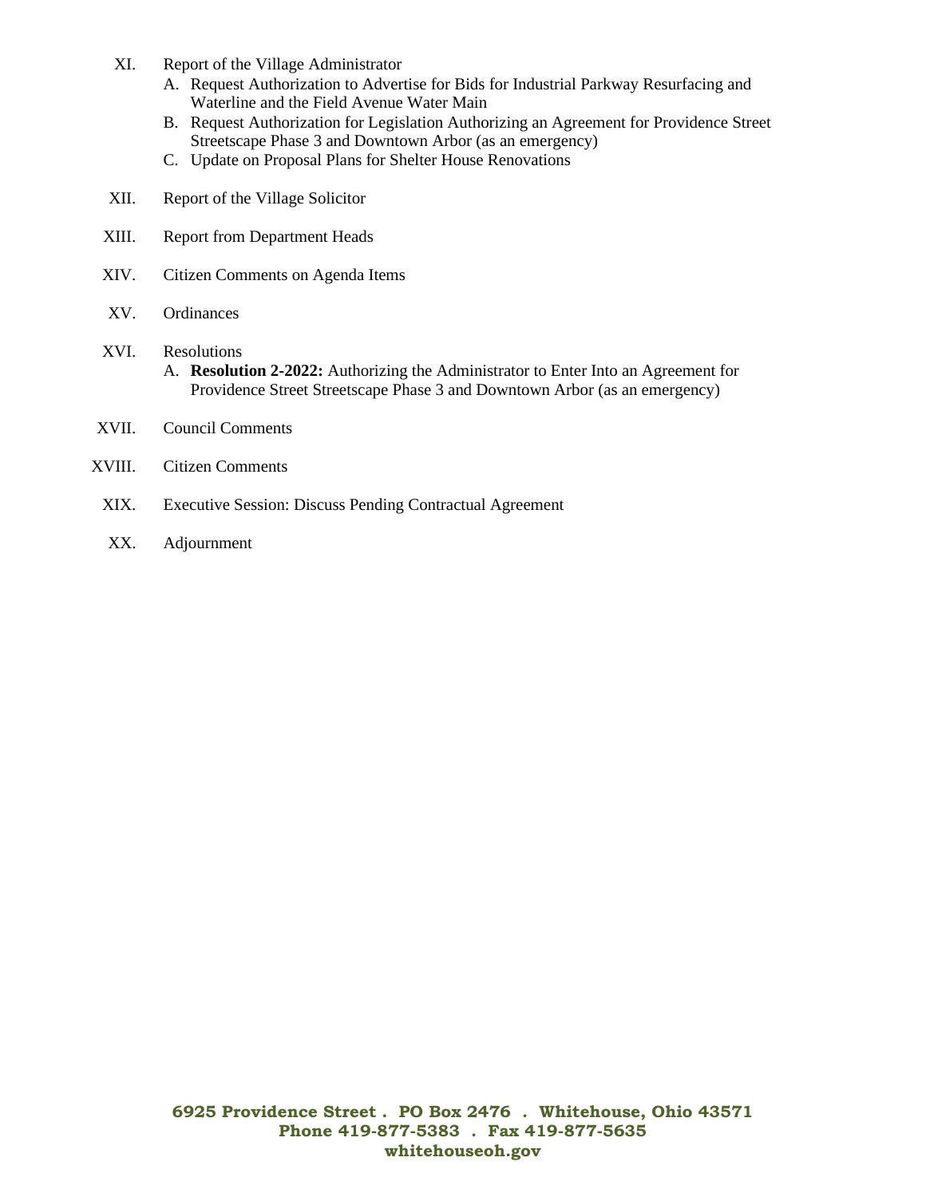XI. Report of the Village Administrator
   A. Request Authorization to Advertise for Bids for Industrial Parkway Resurfacing and Waterline and the Field Avenue Water Main
   B. Request Authorization for Legislation Authorizing an Agreement for Providence Street Streetscape Phase 3 and Downtown Arbor (as an emergency)
   C. Update on Proposal Plans for Shelter House Renovations

XII. Report of the Village Solicitor

XIII. Report from Department Heads

XIV. Citizen Comments on Agenda Items

XV. Ordinances

XVI. Resolutions
   A. **Resolution 2-2022:** Authorizing the Administrator to Enter Into an Agreement for Providence Street Streetscape Phase 3 and Downtown Arbor (as an emergency)

XVII. Council Comments

XVIII. Citizen Comments

XIX. Executive Session: Discuss Pending Contractual Agreement

XX. Adjournment

**6925 Providence Street . PO Box 2476 . Whitehouse, Ohio 43571**
**Phone 419-877-5383 . Fax 419-877-5635**
**whitehouseoh.gov**